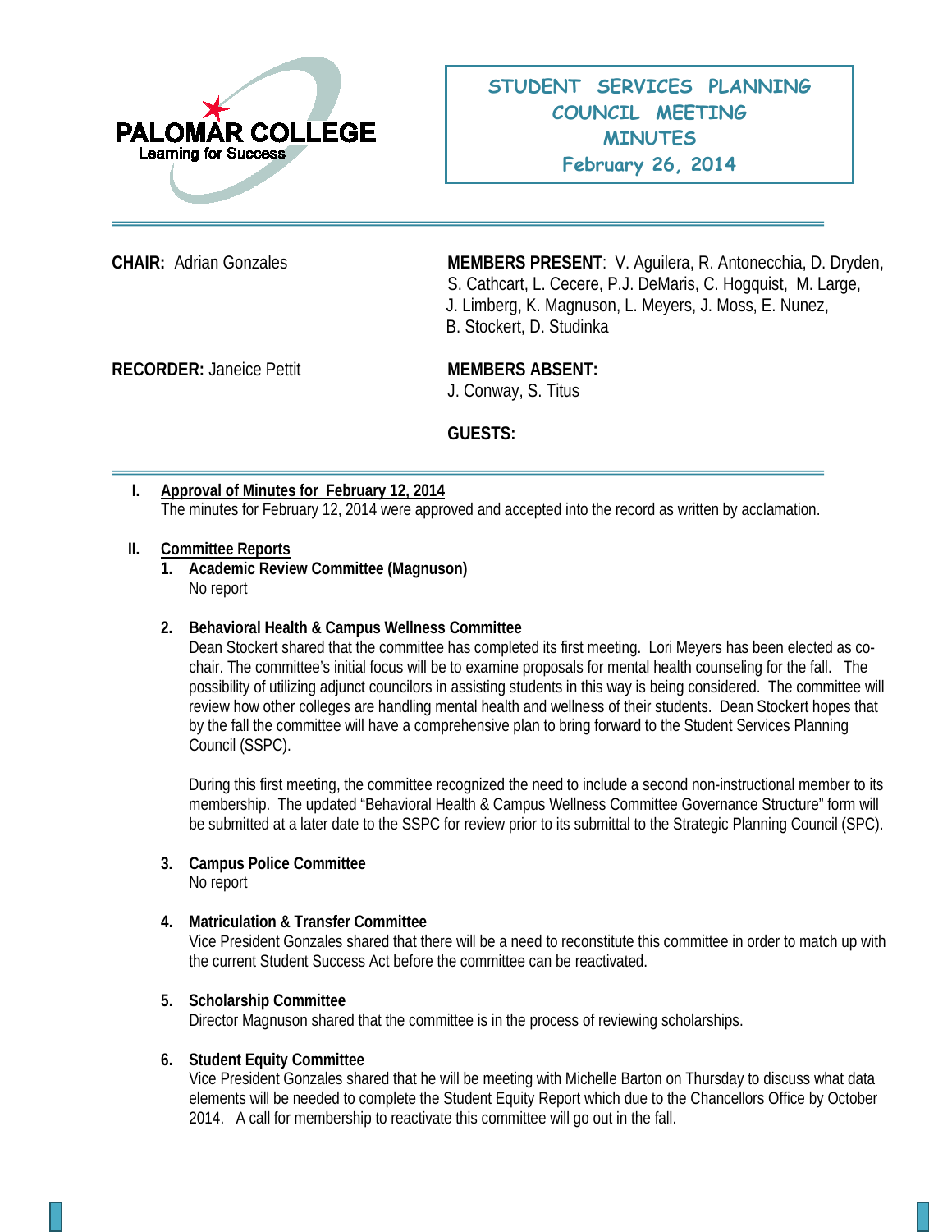PALOMAR COLLEGE
Learning for Success

# STUDENT SERVICES PLANNING COUNCIL MEETING MINUTES
## February 26, 2014

**CHAIR:** Adrian Gonzales

**MEMBERS PRESENT**: V. Aguilera, R. Antonecchia, D. Dryden, S. Cathcart, L. Cecere, P.J. DeMaris, C. Hogquist, M. Large, J. Limberg, K. Magnuson, L. Meyers, J. Moss, E. Nunez, B. Stockert, D. Studinka

**RECORDER:** Janeice Pettit

**MEMBERS ABSENT:**
J. Conway, S. Titus

**GUESTS:**

---

**I. Approval of Minutes for February 12, 2014**

The minutes for February 12, 2014 were approved and accepted into the record as written by acclamation.

**II. Committee Reports**

1. **Academic Review Committee (Magnuson)**

   No report

2. **Behavioral Health & Campus Wellness Committee**

   Dean Stockert shared that the committee has completed its first meeting. Lori Meyers has been elected as co-chair. The committee's initial focus will be to examine proposals for mental health counseling for the fall. The possibility of utilizing adjunct councilors in assisting students in this way is being considered. The committee will review how other colleges are handling mental health and wellness of their students. Dean Stockert hopes that by the fall the committee will have a comprehensive plan to bring forward to the Student Services Planning Council (SSPC).

   During this first meeting, the committee recognized the need to include a second non-instructional member to its membership. The updated "Behavioral Health & Campus Wellness Committee Governance Structure" form will be submitted at a later date to the SSPC for review prior to its submittal to the Strategic Planning Council (SPC).

3. **Campus Police Committee**

   No report

4. **Matriculation & Transfer Committee**

   Vice President Gonzales shared that there will be a need to reconstitute this committee in order to match up with the current Student Success Act before the committee can be reactivated.

5. **Scholarship Committee**

   Director Magnuson shared that the committee is in the process of reviewing scholarships.

6. **Student Equity Committee**

   Vice President Gonzales shared that he will be meeting with Michelle Barton on Thursday to discuss what data elements will be needed to complete the Student Equity Report which due to the Chancellors Office by October 2014. A call for membership to reactivate this committee will go out in the fall.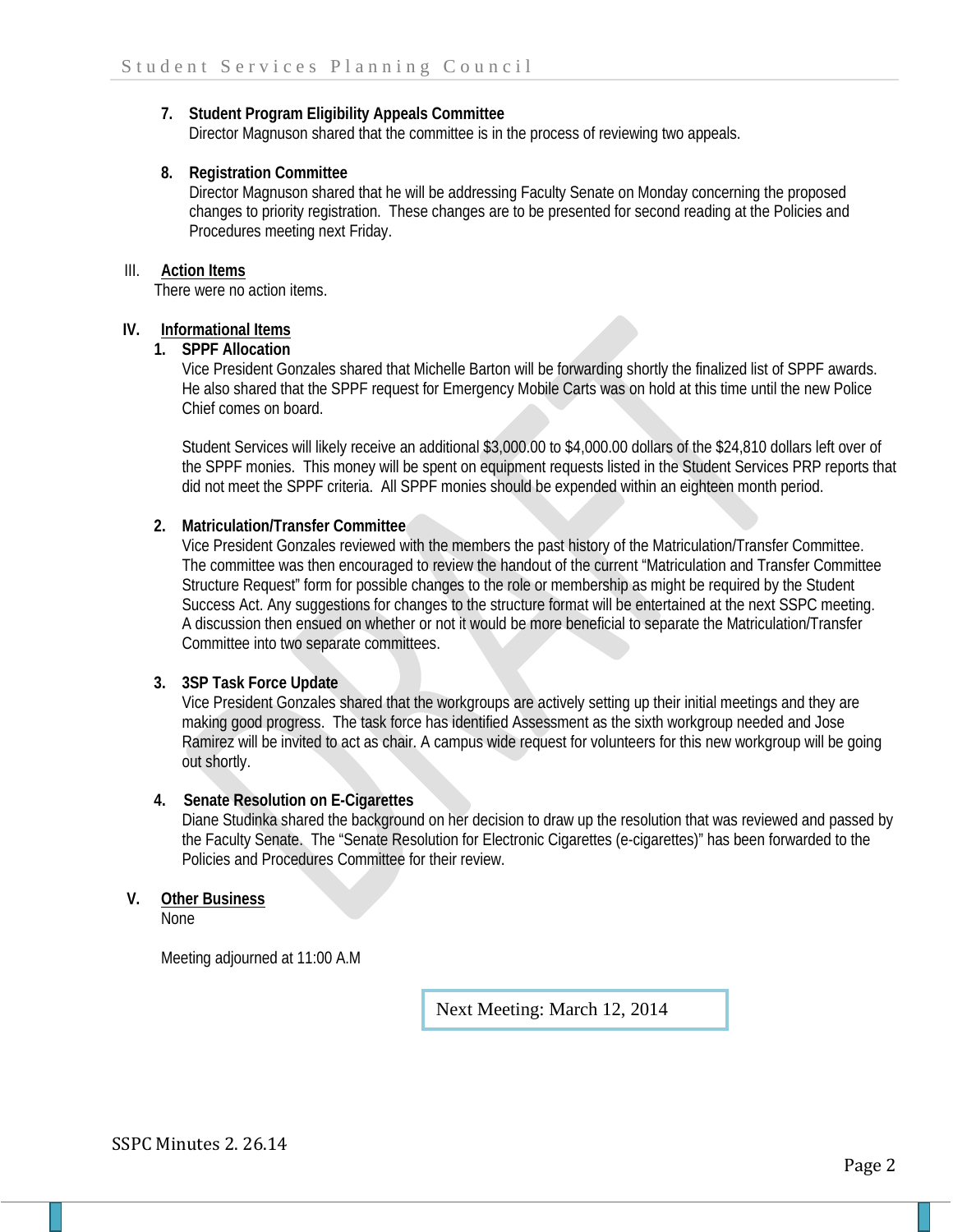7. **Student Program Eligibility Appeals Committee**
   Director Magnuson shared that the committee is in the process of reviewing two appeals.

8. **Registration Committee**
   Director Magnuson shared that he will be addressing Faculty Senate on Monday concerning the proposed changes to priority registration. These changes are to be presented for second reading at the Policies and Procedures meeting next Friday.

## III. Action Items

There were no action items.

## IV. Informational Items

1. **SPPF Allocation**
   Vice President Gonzales shared that Michelle Barton will be forwarding shortly the finalized list of SPPF awards. He also shared that the SPPF request for Emergency Mobile Carts was on hold at this time until the new Police Chief comes on board.

   Student Services will likely receive an additional $3,000.00 to $4,000.00 dollars of the $24,810 dollars left over of the SPPF monies. This money will be spent on equipment requests listed in the Student Services PRP reports that did not meet the SPPF criteria. All SPPF monies should be expended within an eighteen month period.

2. **Matriculation/Transfer Committee**
   Vice President Gonzales reviewed with the members the past history of the Matriculation/Transfer Committee. The committee was then encouraged to review the handout of the current "Matriculation and Transfer Committee Structure Request" form for possible changes to the role or membership as might be required by the Student Success Act. Any suggestions for changes to the structure format will be entertained at the next SSPC meeting. A discussion then ensued on whether or not it would be more beneficial to separate the Matriculation/Transfer Committee into two separate committees.

3. **3SP Task Force Update**
   Vice President Gonzales shared that the workgroups are actively setting up their initial meetings and they are making good progress. The task force has identified Assessment as the sixth workgroup needed and Jose Ramirez will be invited to act as chair. A campus wide request for volunteers for this new workgroup will be going out shortly.

4. **Senate Resolution on E-Cigarettes**
   Diane Studinka shared the background on her decision to draw up the resolution that was reviewed and passed by the Faculty Senate. The "Senate Resolution for Electronic Cigarettes (e-cigarettes)" has been forwarded to the Policies and Procedures Committee for their review.

## V. Other Business

None

Meeting adjourned at 11:00 A.M

Next Meeting: March 12, 2014